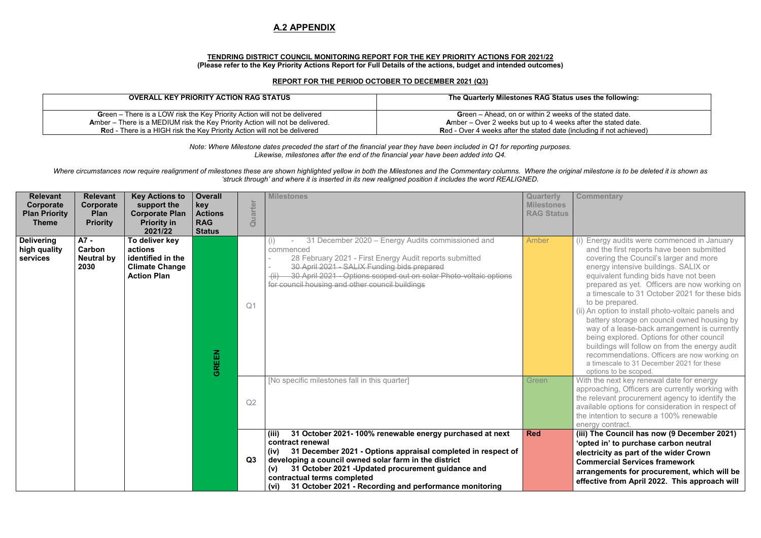## A.2 APPENDIX

**TENDRING DISTRICT COUNCIL MONITORING REPORT FOR THE KEY PRIORITY ACTIONS FOR 2021/22**
**(Please refer to the Key Priority Actions Report for Full Details of the actions, budget and intended outcomes)**

**REPORT FOR THE PERIOD OCTOBER TO DECEMBER 2021 (Q3)**

| OVERALL KEY PRIORITY ACTION RAG STATUS | The Quarterly Milestones RAG Status uses the following: |
|---|---|
| **G**reen – There is a LOW risk the Key Priority Action will not be delivered<br>**A**mber – There is a MEDIUM risk the Key Priority Action will not be delivered.<br>**R**ed - There is a HIGH risk the Key Priority Action will not be delivered | **G**reen – Ahead, on or within 2 weeks of the stated date.<br>**A**mber – Over 2 weeks but up to 4 weeks after the stated date.<br>**R**ed - Over 4 weeks after the stated date (including if not achieved) |

*Note: Where Milestone dates preceded the start of the financial year they have been included in Q1 for reporting purposes. Likewise, milestones after the end of the financial year have been added into Q4.*

*Where circumstances now require realignment of milestones these are shown highlighted yellow in both the Milestones and the Commentary columns. Where the original milestone is to be deleted it is shown as 'struck through' and where it is inserted in its new realigned position it includes the word REALIGNED.*

| Relevant Corporate Plan Priority Theme | Relevant Corporate Plan Priority | Key Actions to support the Corporate Plan Priority in 2021/22 | Overall key Actions RAG Status | Quarter | Milestones | Quarterly Milestones RAG Status | Commentary |
|---|---|---|---|---|---|---|---|
| **Delivering high quality services** | **A7 - Carbon Neutral by 2030** | **To deliver key actions identified in the Climate Change Action Plan** | **GREEN** | Q1 | (i) - 31 December 2020 – Energy Audits commissioned and commenced<br>- 28 February 2021 - First Energy Audit reports submitted<br>- ~~30 April 2021 - SALIX Funding bids prepared~~<br>~~(ii) 30 April 2021 - Options scoped out on solar Photo-voltaic options for council housing and other council buildings~~ | Amber | (i) Energy audits were commenced in January and the first reports have been submitted covering the Council's larger and more energy intensive buildings. SALIX or equivalent funding bids have not been prepared as yet. Officers are now working on a timescale to 31 October 2021 for these bids to be prepared.<br>(ii) An option to install photo-voltaic panels and battery storage on council owned housing by way of a lease-back arrangement is currently being explored. Options for other council buildings will follow on from the energy audit recommendations. Officers are now working on a timescale to 31 December 2021 for these options to be scoped. |
| | | | | Q2 | [No specific milestones fall in this quarter] | Green | With the next key renewal date for energy approaching, Officers are currently working with the relevant procurement agency to identify the available options for consideration in respect of the intention to secure a 100% renewable energy contract. |
| | | | | **Q3** | **(iii) 31 October 2021- 100% renewable energy purchased at next contract renewal**<br>**(iv) 31 December 2021 - Options appraisal completed in respect of developing a council owned solar farm in the district**<br>**(v) 31 October 2021 -Updated procurement guidance and contractual terms completed**<br>**(vi) 31 October 2021 - Recording and performance monitoring** | **Red** | **(iii) The Council has now (9 December 2021) 'opted in' to purchase carbon neutral electricity as part of the wider Crown Commercial Services framework arrangements for procurement, which will be effective from April 2022. This approach will** |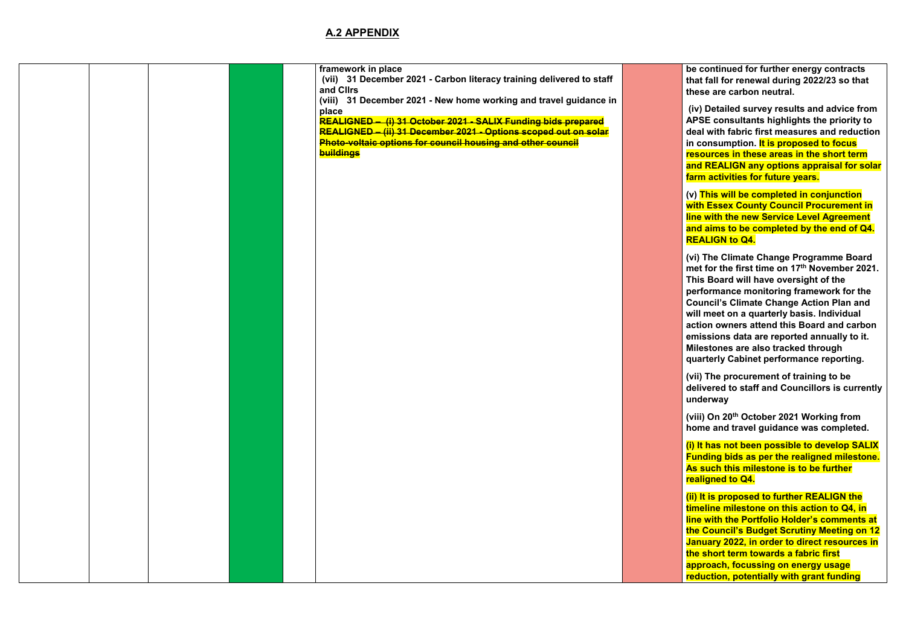## A.2 APPENDIX

| | | | | | | | |
|---|---|---|---|---|---|---|---|
| | | | | | **framework in place**<br>**(vii) 31 December 2021 - Carbon literacy training delivered to staff and Cllrs**<br>**(viii) 31 December 2021 - New home working and travel guidance in place**<br>~~**REALIGNED – (i) 31 October 2021 - SALIX Funding bids prepared**~~<br>~~**REALIGNED – (ii) 31 December 2021 - Options scoped out on solar Photo-voltaic options for council housing and other council buildings**~~ | | **be continued for further energy contracts that fall for renewal during 2022/23 so that these are carbon neutral.**<br><br>**(iv) Detailed survey results and advice from APSE consultants highlights the priority to deal with fabric first measures and reduction in consumption. It is proposed to focus resources in these areas in the short term and REALIGN any options appraisal for solar farm activities for future years.**<br><br>**(v) This will be completed in conjunction with Essex County Council Procurement in line with the new Service Level Agreement and aims to be completed by the end of Q4. REALIGN to Q4.**<br><br>**(vi) The Climate Change Programme Board met for the first time on 17th November 2021. This Board will have oversight of the performance monitoring framework for the Council's Climate Change Action Plan and will meet on a quarterly basis. Individual action owners attend this Board and carbon emissions data are reported annually to it. Milestones are also tracked through quarterly Cabinet performance reporting.**<br><br>**(vii) The procurement of training to be delivered to staff and Councillors is currently underway**<br><br>**(viii) On 20th October 2021 Working from home and travel guidance was completed.**<br><br>**(i) It has not been possible to develop SALIX Funding bids as per the realigned milestone. As such this milestone is to be further realigned to Q4.**<br><br>**(ii) It is proposed to further REALIGN the timeline milestone on this action to Q4, in line with the Portfolio Holder's comments at the Council's Budget Scrutiny Meeting on 12 January 2022, in order to direct resources in the short term towards a fabric first approach, focussing on energy usage reduction, potentially with grant funding** |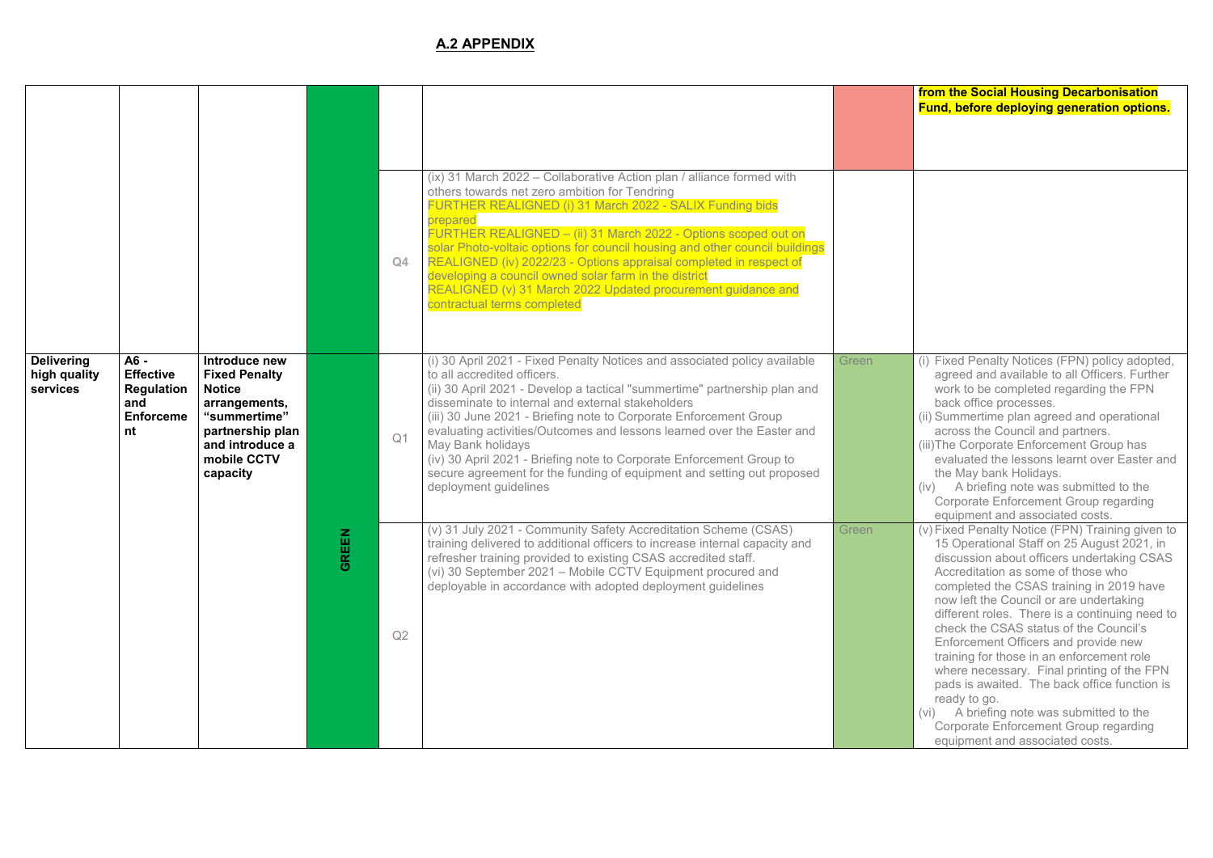## A.2 APPENDIX

| | | | | | | | |
|---|---|---|---|---|---|---|---|
| | | | | | | | **from the Social Housing Decarbonisation Fund, before deploying generation options.** |
| | | | | Q4 | (ix) 31 March 2022 – Collaborative Action plan / alliance formed with others towards net zero ambition for Tendring<br>FURTHER REALIGNED (i) 31 March 2022 - SALIX Funding bids prepared<br>FURTHER REALIGNED – (ii) 31 March 2022 - Options scoped out on solar Photo-voltaic options for council housing and other council buildings<br>REALIGNED (iv) 2022/23 - Options appraisal completed in respect of developing a council owned solar farm in the district<br>REALIGNED (v) 31 March 2022 Updated procurement guidance and contractual terms completed | | |
| **Delivering high quality services** | **A6 - Effective Regulation and Enforcement** | **Introduce new Fixed Penalty Notice arrangements, "summertime" partnership plan and introduce a mobile CCTV capacity** | GREEN | Q1 | (i) 30 April 2021 - Fixed Penalty Notices and associated policy available to all accredited officers.<br>(ii) 30 April 2021 - Develop a tactical "summertime" partnership plan and disseminate to internal and external stakeholders<br>(iii) 30 June 2021 - Briefing note to Corporate Enforcement Group evaluating activities/Outcomes and lessons learned over the Easter and May Bank holidays<br>(iv) 30 April 2021 - Briefing note to Corporate Enforcement Group to secure agreement for the funding of equipment and setting out proposed deployment guidelines | Green | (i) Fixed Penalty Notices (FPN) policy adopted, agreed and available to all Officers. Further work to be completed regarding the FPN back office processes.<br>(ii) Summertime plan agreed and operational across the Council and partners.<br>(iii) The Corporate Enforcement Group has evaluated the lessons learnt over Easter and the May bank Holidays.<br>(iv) A briefing note was submitted to the Corporate Enforcement Group regarding equipment and associated costs. |
| | | | | Q2 | (v) 31 July 2021 - Community Safety Accreditation Scheme (CSAS) training delivered to additional officers to increase internal capacity and refresher training provided to existing CSAS accredited staff.<br>(vi) 30 September 2021 – Mobile CCTV Equipment procured and deployable in accordance with adopted deployment guidelines | Green | (v) Fixed Penalty Notice (FPN) Training given to 15 Operational Staff on 25 August 2021, in discussion about officers undertaking CSAS Accreditation as some of those who completed the CSAS training in 2019 have now left the Council or are undertaking different roles. There is a continuing need to check the CSAS status of the Council's Enforcement Officers and provide new training for those in an enforcement role where necessary. Final printing of the FPN pads is awaited. The back office function is ready to go.<br>(vi) A briefing note was submitted to the Corporate Enforcement Group regarding equipment and associated costs. |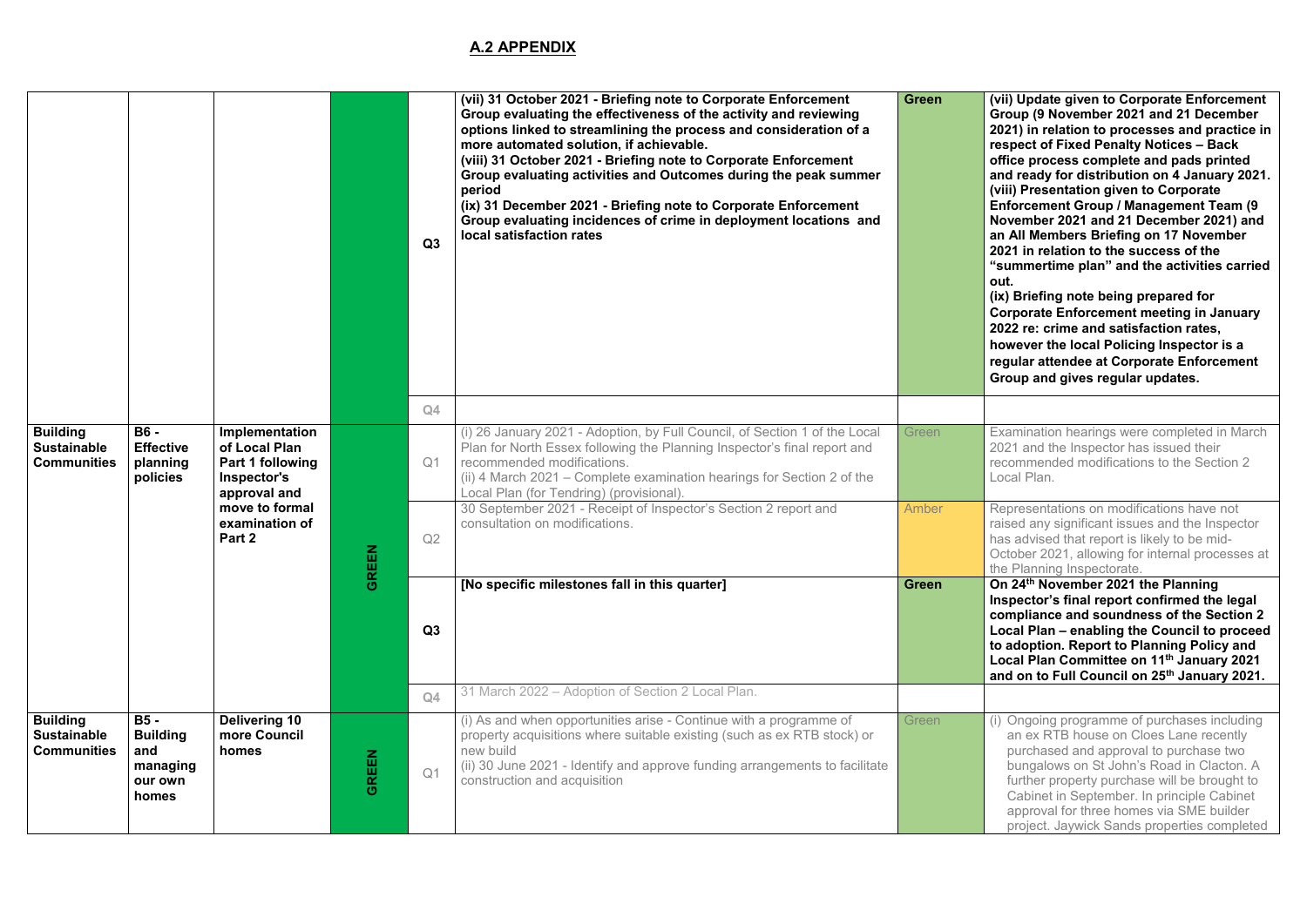## A.2 APPENDIX

| | | | | | | | |
|---|---|---|---|---|---|---|---|
| | | | | Q3 | **(vii) 31 October 2021 - Briefing note to Corporate Enforcement Group evaluating the effectiveness of the activity and reviewing options linked to streamlining the process and consideration of a more automated solution, if achievable.**<br>**(viii) 31 October 2021 - Briefing note to Corporate Enforcement Group evaluating activities and Outcomes during the peak summer period**<br>**(ix) 31 December 2021 - Briefing note to Corporate Enforcement Group evaluating incidences of crime in deployment locations and local satisfaction rates** | **Green** | **(vii) Update given to Corporate Enforcement Group (9 November 2021 and 21 December 2021) in relation to processes and practice in respect of Fixed Penalty Notices – Back office process complete and pads printed and ready for distribution on 4 January 2021.**<br>**(viii) Presentation given to Corporate Enforcement Group / Management Team (9 November 2021 and 21 December 2021) and an All Members Briefing on 17 November 2021 in relation to the success of the "summertime plan" and the activities carried out.**<br>**(ix) Briefing note being prepared for Corporate Enforcement meeting in January 2022 re: crime and satisfaction rates, however the local Policing Inspector is a regular attendee at Corporate Enforcement Group and gives regular updates.** |
| | | | | Q4 | | | |
| **Building Sustainable Communities** | **B6 - Effective planning policies** | **Implementation of Local Plan Part 1 following Inspector's approval and move to formal examination of Part 2** | GREEN | Q1 | (i) 26 January 2021 - Adoption, by Full Council, of Section 1 of the Local Plan for North Essex following the Planning Inspector's final report and recommended modifications.<br>(ii) 4 March 2021 – Complete examination hearings for Section 2 of the Local Plan (for Tendring) (provisional). | Green | Examination hearings were completed in March 2021 and the Inspector has issued their recommended modifications to the Section 2 Local Plan. |
| | | | | Q2 | 30 September 2021 - Receipt of Inspector's Section 2 report and consultation on modifications. | Amber | Representations on modifications have not raised any significant issues and the Inspector has advised that report is likely to be mid-October 2021, allowing for internal processes at the Planning Inspectorate. |
| | | | | Q3 | **[No specific milestones fall in this quarter]** | **Green** | **On 24th November 2021 the Planning Inspector's final report confirmed the legal compliance and soundness of the Section 2 Local Plan – enabling the Council to proceed to adoption. Report to Planning Policy and Local Plan Committee on 11th January 2021 and on to Full Council on 25th January 2021.** |
| | | | | Q4 | 31 March 2022 – Adoption of Section 2 Local Plan. | | |
| **Building Sustainable Communities** | **B5 - Building and managing our own homes** | **Delivering 10 more Council homes** | GREEN | Q1 | (i) As and when opportunities arise - Continue with a programme of property acquisitions where suitable existing (such as ex RTB stock) or new build<br>(ii) 30 June 2021 - Identify and approve funding arrangements to facilitate construction and acquisition | Green | (i) Ongoing programme of purchases including an ex RTB house on Cloes Lane recently purchased and approval to purchase two bungalows on St John's Road in Clacton. A further property purchase will be brought to Cabinet in September. In principle Cabinet approval for three homes via SME builder project. Jaywick Sands properties completed |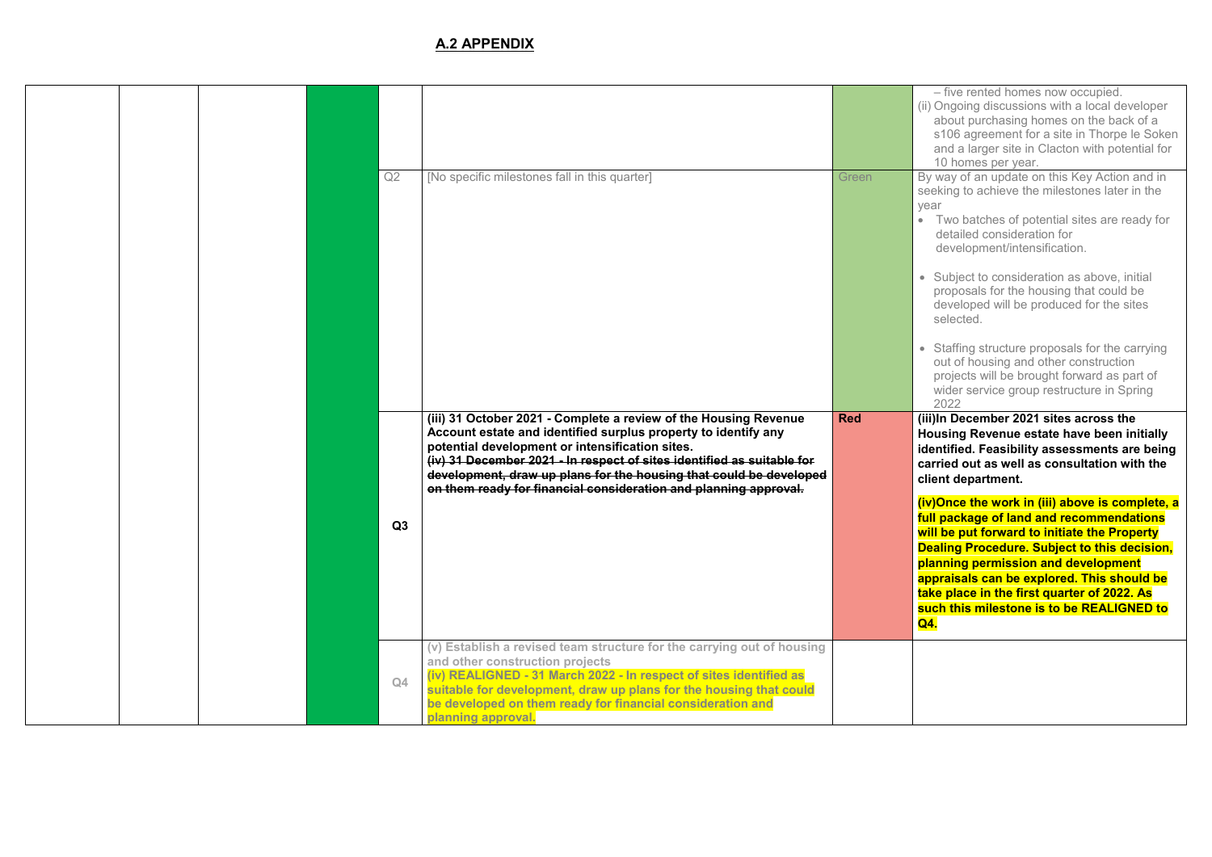## A.2 APPENDIX

| | | | | | | | |
|---|---|---|---|---|---|---|---|
| | | | | | | | – five rented homes now occupied.<br>(ii) Ongoing discussions with a local developer about purchasing homes on the back of a s106 agreement for a site in Thorpe le Soken and a larger site in Clacton with potential for 10 homes per year. |
| | | | | Q2 | [No specific milestones fall in this quarter] | Green | By way of an update on this Key Action and in seeking to achieve the milestones later in the year<br>• Two batches of potential sites are ready for detailed consideration for development/intensification.<br>• Subject to consideration as above, initial proposals for the housing that could be developed will be produced for the sites selected.<br>• Staffing structure proposals for the carrying out of housing and other construction projects will be brought forward as part of wider service group restructure in Spring 2022 |
| | | | | **Q3** | **(iii) 31 October 2021 - Complete a review of the Housing Revenue Account estate and identified surplus property to identify any potential development or intensification sites.**<br>~~**(iv) 31 December 2021 - In respect of sites identified as suitable for development, draw up plans for the housing that could be developed on them ready for financial consideration and planning approval.**~~ | **Red** | **(iii)In December 2021 sites across the Housing Revenue estate have been initially identified. Feasibility assessments are being carried out as well as consultation with the client department.**<br>**(iv)Once the work in (iii) above is complete, a full package of land and recommendations will be put forward to initiate the Property Dealing Procedure. Subject to this decision, planning permission and development appraisals can be explored. This should be take place in the first quarter of 2022. As such this milestone is to be REALIGNED to Q4.** |
| | | | | Q4 | **(v) Establish a revised team structure for the carrying out of housing and other construction projects**<br>**(iv) REALIGNED - 31 March 2022 - In respect of sites identified as suitable for development, draw up plans for the housing that could be developed on them ready for financial consideration and planning approval.** | | |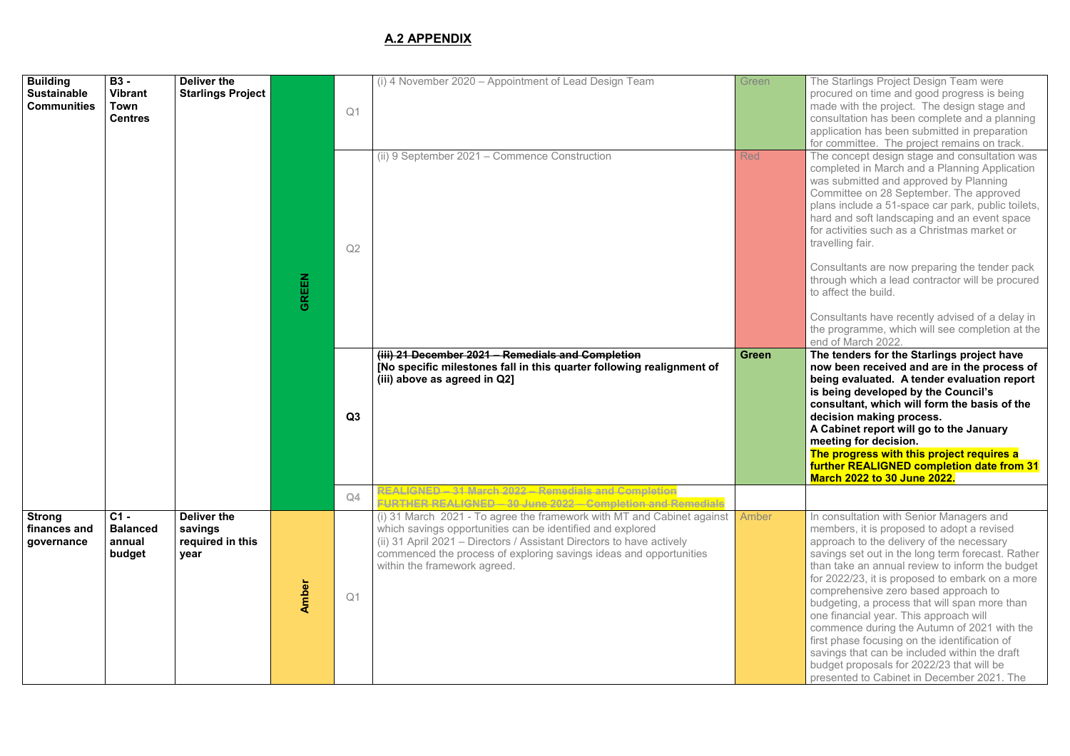## A.2 APPENDIX

| | | | | | | | |
|---|---|---|---|---|---|---|---|
| **Building Sustainable Communities** | **B3 - Vibrant Town Centres** | **Deliver the Starlings Project** | **GREEN** | Q1 | (i) 4 November 2020 – Appointment of Lead Design Team | Green | The Starlings Project Design Team were procured on time and good progress is being made with the project. The design stage and consultation has been complete and a planning application has been submitted in preparation for committee. The project remains on track. |
| | | | | Q2 | (ii) 9 September 2021 – Commence Construction | Red | The concept design stage and consultation was completed in March and a Planning Application was submitted and approved by Planning Committee on 28 September. The approved plans include a 51-space car park, public toilets, hard and soft landscaping and an event space for activities such as a Christmas market or travelling fair.<br><br>Consultants are now preparing the tender pack through which a lead contractor will be procured to affect the build.<br><br>Consultants have recently advised of a delay in the programme, which will see completion at the end of March 2022. |
| | | | | **Q3** | ~~**(iii) 21 December 2021 – Remedials and Completion**~~<br>**[No specific milestones fall in this quarter following realignment of (iii) above as agreed in Q2]** | **Green** | **The tenders for the Starlings project have now been received and are in the process of being evaluated. A tender evaluation report is being developed by the Council's consultant, which will form the basis of the decision making process.**<br>**A Cabinet report will go to the January meeting for decision.**<br>**The progress with this project requires a further REALIGNED completion date from 31 March 2022 to 30 June 2022.** |
| | | | | Q4 | ~~**REALIGNED – 31 March 2022 – Remedials and Completion**~~<br>**FURTHER REALIGNED – 30 June 2022 – Completion and Remedials** | | |
| **Strong finances and governance** | **C1 - Balanced annual budget** | **Deliver the savings required in this year** | **Amber** | Q1 | (i) 31 March 2021 - To agree the framework with MT and Cabinet against which savings opportunities can be identified and explored<br>(ii) 31 April 2021 – Directors / Assistant Directors to have actively commenced the process of exploring savings ideas and opportunities within the framework agreed. | Amber | In consultation with Senior Managers and members, it is proposed to adopt a revised approach to the delivery of the necessary savings set out in the long term forecast. Rather than take an annual review to inform the budget for 2022/23, it is proposed to embark on a more comprehensive zero based approach to budgeting, a process that will span more than one financial year. This approach will commence during the Autumn of 2021 with the first phase focusing on the identification of savings that can be included within the draft budget proposals for 2022/23 that will be presented to Cabinet in December 2021. The |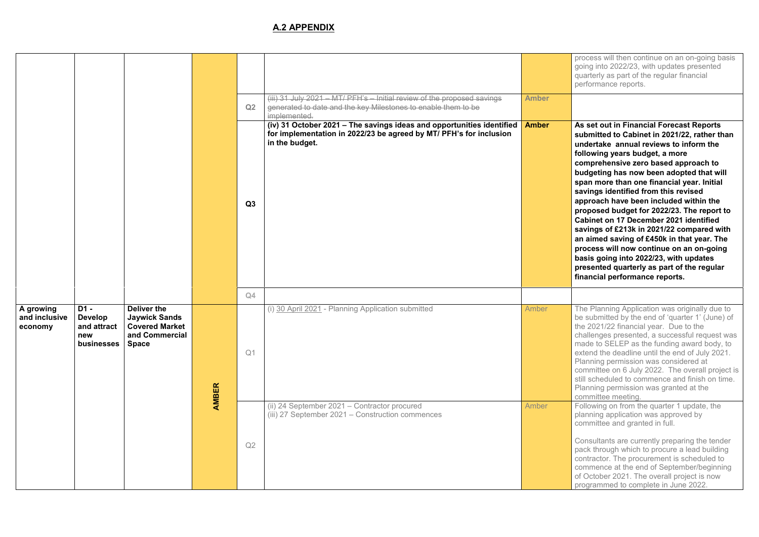## A.2 APPENDIX

| | | | | | | | |
|---|---|---|---|---|---|---|---|
| | | | | | | | process will then continue on an on-going basis going into 2022/23, with updates presented quarterly as part of the regular financial performance reports. |
| | | | | Q2 | ~~(iii) 31 July 2021 – MT/ PFH's – Initial review of the proposed savings generated to date and the key Milestones to enable them to be implemented.~~ | Amber | |
| | | | | **Q3** | **(iv) 31 October 2021 – The savings ideas and opportunities identified for implementation in 2022/23 be agreed by MT/ PFH's for inclusion in the budget.** | **Amber** | **As set out in Financial Forecast Reports submitted to Cabinet in 2021/22, rather than undertake annual reviews to inform the following years budget, a more comprehensive zero based approach to budgeting has now been adopted that will span more than one financial year. Initial savings identified from this revised approach have been included within the proposed budget for 2022/23. The report to Cabinet on 17 December 2021 identified savings of £213k in 2021/22 compared with an aimed saving of £450k in that year. The process will now continue on an on-going basis going into 2022/23, with updates presented quarterly as part of the regular financial performance reports.** |
| | | | | Q4 | | | |
| **A growing and inclusive economy** | **D1 - Develop and attract new businesses** | **Deliver the Jaywick Sands Covered Market and Commercial Space** | **AMBER** | Q1 | (i) 30 April 2021 - Planning Application submitted | Amber | The Planning Application was originally due to be submitted by the end of 'quarter 1' (June) of the 2021/22 financial year. Due to the challenges presented, a successful request was made to SELEP as the funding award body, to extend the deadline until the end of July 2021. Planning permission was considered at committee on 6 July 2022. The overall project is still scheduled to commence and finish on time. Planning permission was granted at the committee meeting. |
| | | | | Q2 | (ii) 24 September 2021 – Contractor procured<br>(iii) 27 September 2021 – Construction commences | Amber | Following on from the quarter 1 update, the planning application was approved by committee and granted in full.<br><br>Consultants are currently preparing the tender pack through which to procure a lead building contractor. The procurement is scheduled to commence at the end of September/beginning of October 2021. The overall project is now programmed to complete in June 2022. |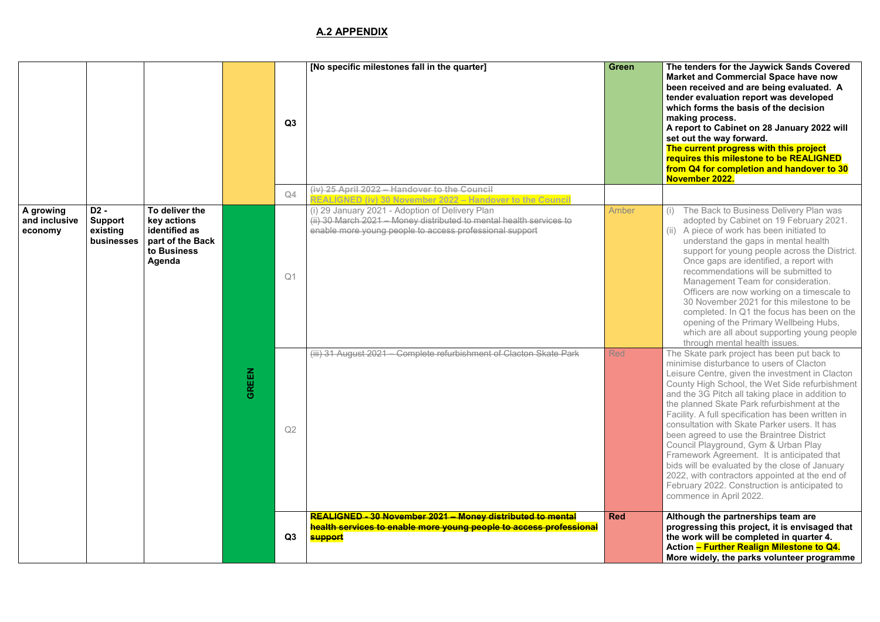## A.2 APPENDIX

| | | | | | | | |
|---|---|---|---|---|---|---|---|
| | | | | Q3 | **[No specific milestones fall in the quarter]** | **Green** | **The tenders for the Jaywick Sands Covered Market and Commercial Space have now been received and are being evaluated. A tender evaluation report was developed which forms the basis of the decision making process.** **A report to Cabinet on 28 January 2022 will set out the way forward.** **The current progress with this project requires this milestone to be REALIGNED from Q4 for completion and handover to 30 November 2022.** |
| | | | | Q4 | ~~(iv) 25 April 2022 – Handover to the Council~~ **REALIGNED (iv) 30 November 2022 – Handover to the Council** | | |
| A growing and inclusive economy | D2 - Support existing businesses | To deliver the key actions identified as part of the Back to Business Agenda | GREEN | Q1 | (i) 29 January 2021 - Adoption of Delivery Plan ~~(ii) 30 March 2021 – Money distributed to mental health services to enable more young people to access professional support~~ | Amber | (i) The Back to Business Delivery Plan was adopted by Cabinet on 19 February 2021. (ii) A piece of work has been initiated to understand the gaps in mental health support for young people across the District. Once gaps are identified, a report with recommendations will be submitted to Management Team for consideration. Officers are now working on a timescale to 30 November 2021 for this milestone to be completed. In Q1 the focus has been on the opening of the Primary Wellbeing Hubs, which are all about supporting young people through mental health issues. |
| | | | | Q2 | ~~(iii) 31 August 2021 – Complete refurbishment of Clacton Skate Park~~ | Red | The Skate park project has been put back to minimise disturbance to users of Clacton Leisure Centre, given the investment in Clacton County High School, the Wet Side refurbishment and the 3G Pitch all taking place in addition to the planned Skate Park refurbishment at the Facility. A full specification has been written in consultation with Skate Parker users. It has been agreed to use the Braintree District Council Playground, Gym & Urban Play Framework Agreement. It is anticipated that bids will be evaluated by the close of January 2022, with contractors appointed at the end of February 2022. Construction is anticipated to commence in April 2022. |
| | | | | Q3 | ~~**REALIGNED - 30 November 2021 – Money distributed to mental health services to enable more young people to access professional support**~~ | **Red** | **Although the partnerships team are progressing this project, it is envisaged that the work will be completed in quarter 4. Action – Further Realign Milestone to Q4. More widely, the parks volunteer programme** |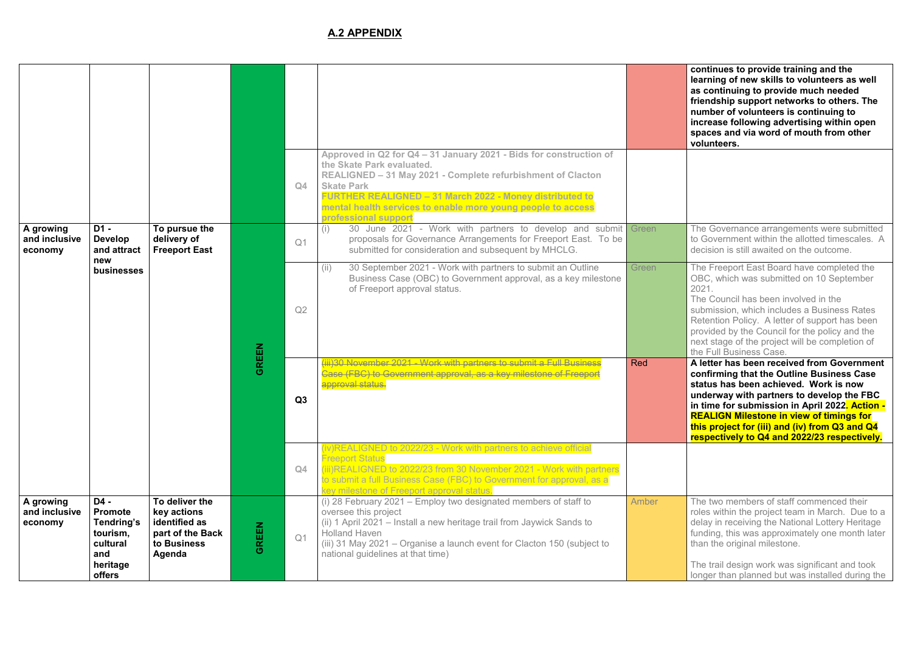## A.2 APPENDIX

| | | | | | | | |
|---|---|---|---|---|---|---|---|
| | | | GREEN | | | | **continues to provide training and the learning of new skills to volunteers as well as continuing to provide much needed friendship support networks to others. The number of volunteers is continuing to increase following advertising within open spaces and via word of mouth from other volunteers.** |
| | | | | Q4 | **Approved in Q2 for Q4 – 31 January 2021 - Bids for construction of the Skate Park evaluated.** **REALIGNED – 31 May 2021 - Complete refurbishment of Clacton Skate Park** **FURTHER REALIGNED – 31 March 2022 - Money distributed to mental health services to enable more young people to access professional support** | | |
| **A growing and inclusive economy** | **D1 - Develop and attract new businesses** | **To pursue the delivery of Freeport East** | GREEN | Q1 | (i) 30 June 2021 - Work with partners to develop and submit proposals for Governance Arrangements for Freeport East. To be submitted for consideration and subsequent by MHCLG. | Green | The Governance arrangements were submitted to Government within the allotted timescales. A decision is still awaited on the outcome. |
| | | | | Q2 | (ii) 30 September 2021 - Work with partners to submit an Outline Business Case (OBC) to Government approval, as a key milestone of Freeport approval status. | Green | The Freeport East Board have completed the OBC, which was submitted on 10 September 2021. The Council has been involved in the submission, which includes a Business Rates Retention Policy. A letter of support has been provided by the Council for the policy and the next stage of the project will be completion of the Full Business Case. |
| | | | | **Q3** | ~~(iii)30 November 2021 - Work with partners to submit a Full Business Case (FBC) to Government approval, as a key milestone of Freeport approval status.~~ | Red | **A letter has been received from Government confirming that the Outline Business Case status has been achieved. Work is now underway with partners to develop the FBC in time for submission in April 2022. Action - REALIGN Milestone in view of timings for this project for (iii) and (iv) from Q3 and Q4 respectively to Q4 and 2022/23 respectively.** |
| | | | | Q4 | (iv)REALIGNED to 2022/23 - Work with partners to achieve official Freeport Status (iii)REALIGNED to 2022/23 from 30 November 2021 - Work with partners to submit a full Business Case (FBC) to Government for approval, as a key milestone of Freeport approval status. | | |
| **A growing and inclusive economy** | **D4 - Promote Tendring's tourism, cultural and heritage offers** | **To deliver the key actions identified as part of the Back to Business Agenda** | GREEN | Q1 | (i) 28 February 2021 – Employ two designated members of staff to oversee this project (ii) 1 April 2021 – Install a new heritage trail from Jaywick Sands to Holland Haven (iii) 31 May 2021 – Organise a launch event for Clacton 150 (subject to national guidelines at that time) | Amber | The two members of staff commenced their roles within the project team in March. Due to a delay in receiving the National Lottery Heritage funding, this was approximately one month later than the original milestone. The trail design work was significant and took longer than planned but was installed during the |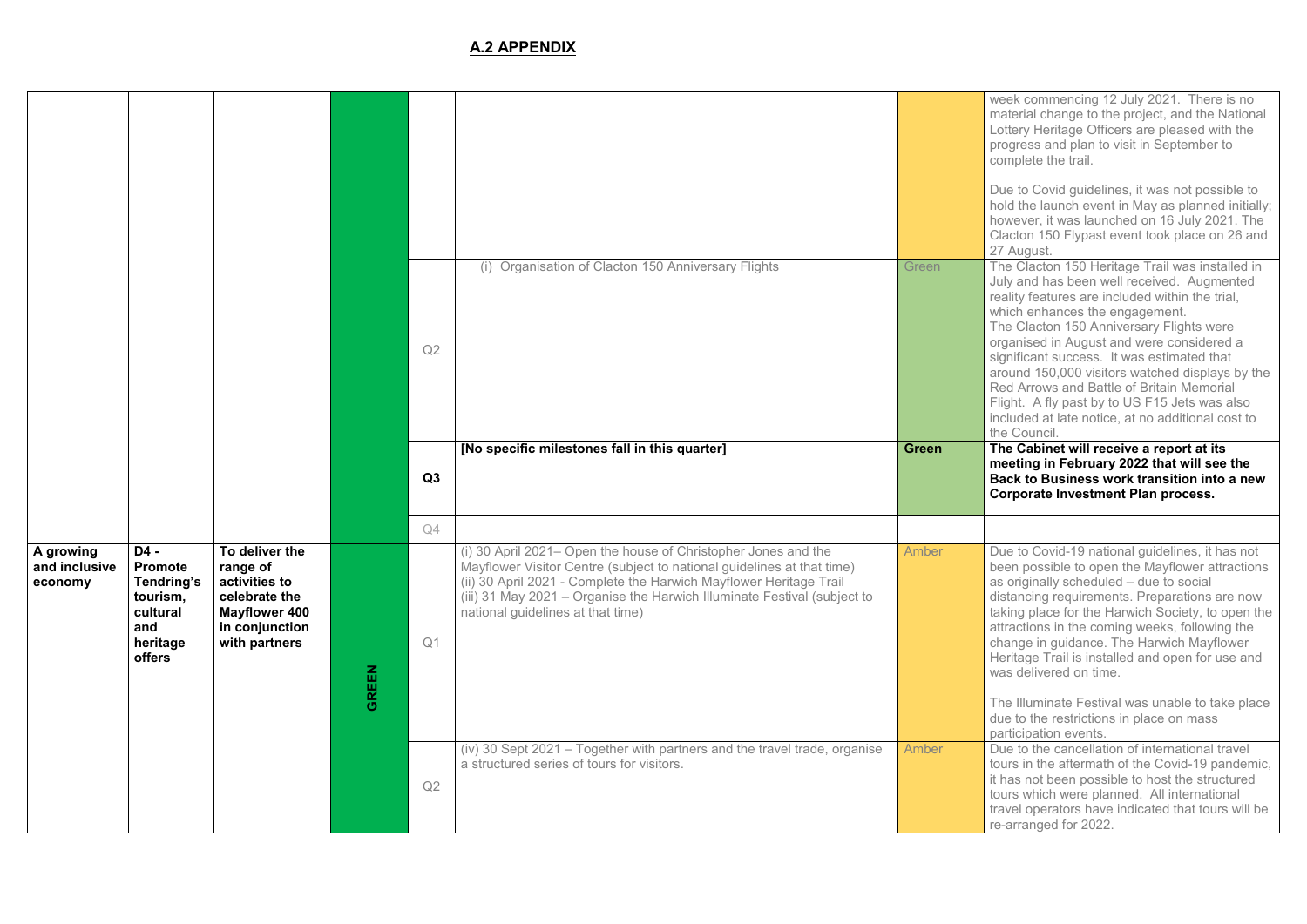## A.2 APPENDIX

| | | | | | | | |
|---|---|---|---|---|---|---|---|
| | | | | | | | week commencing 12 July 2021. There is no material change to the project, and the National Lottery Heritage Officers are pleased with the progress and plan to visit in September to complete the trail.<br><br>Due to Covid guidelines, it was not possible to hold the launch event in May as planned initially; however, it was launched on 16 July 2021. The Clacton 150 Flypast event took place on 26 and 27 August. |
| | | | | Q2 | (i) Organisation of Clacton 150 Anniversary Flights | Green | The Clacton 150 Heritage Trail was installed in July and has been well received. Augmented reality features are included within the trial, which enhances the engagement.<br>The Clacton 150 Anniversary Flights were organised in August and were considered a significant success. It was estimated that around 150,000 visitors watched displays by the Red Arrows and Battle of Britain Memorial Flight. A fly past by to US F15 Jets was also included at late notice, at no additional cost to the Council. |
| | | | | **Q3** | **[No specific milestones fall in this quarter]** | **Green** | **The Cabinet will receive a report at its meeting in February 2022 that will see the Back to Business work transition into a new Corporate Investment Plan process.** |
| | | | | Q4 | | | |
| **A growing and inclusive economy** | **D4 - Promote Tendring's tourism, cultural and heritage offers** | **To deliver the range of activities to celebrate the Mayflower 400 in conjunction with partners** | **GREEN** | Q1 | (i) 30 April 2021– Open the house of Christopher Jones and the Mayflower Visitor Centre (subject to national guidelines at that time)<br>(ii) 30 April 2021 - Complete the Harwich Mayflower Heritage Trail<br>(iii) 31 May 2021 – Organise the Harwich Illuminate Festival (subject to national guidelines at that time) | Amber | Due to Covid-19 national guidelines, it has not been possible to open the Mayflower attractions as originally scheduled – due to social distancing requirements. Preparations are now taking place for the Harwich Society, to open the attractions in the coming weeks, following the change in guidance. The Harwich Mayflower Heritage Trail is installed and open for use and was delivered on time.<br><br>The Illuminate Festival was unable to take place due to the restrictions in place on mass participation events. |
| | | | | Q2 | (iv) 30 Sept 2021 – Together with partners and the travel trade, organise a structured series of tours for visitors. | Amber | Due to the cancellation of international travel tours in the aftermath of the Covid-19 pandemic, it has not been possible to host the structured tours which were planned. All international travel operators have indicated that tours will be re-arranged for 2022. |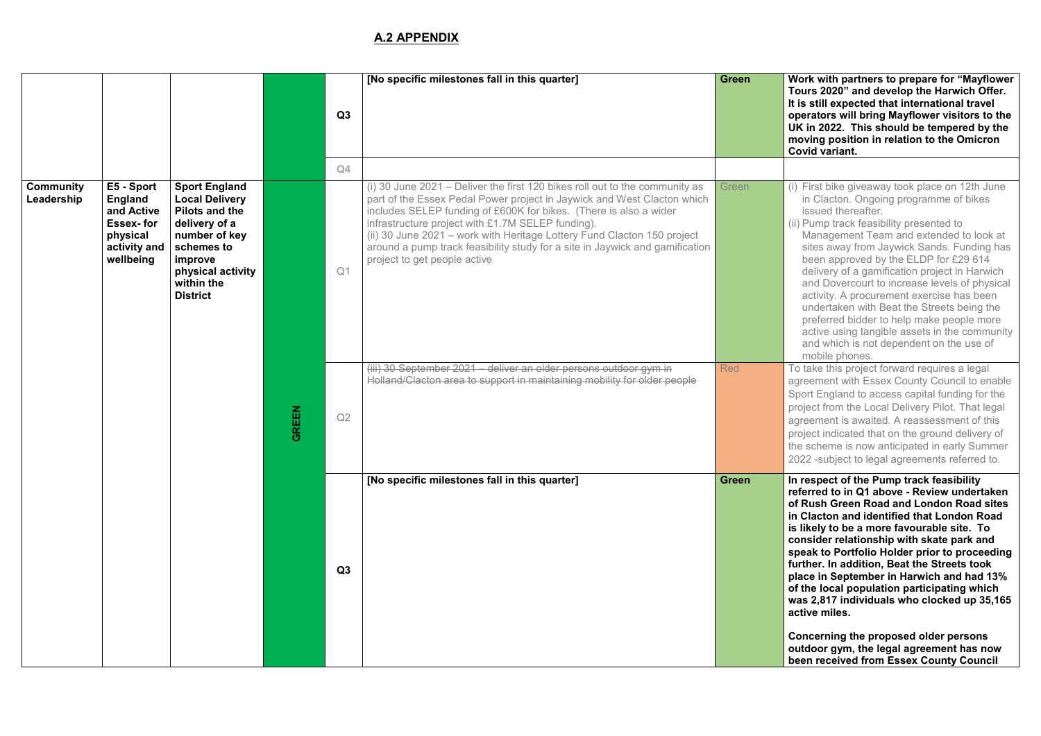## A.2 APPENDIX

| | | | | | | | |
|---|---|---|---|---|---|---|---|
| | | | | **Q3** | **[No specific milestones fall in this quarter]** | **Green** | **Work with partners to prepare for "Mayflower Tours 2020" and develop the Harwich Offer. It is still expected that international travel operators will bring Mayflower visitors to the UK in 2022. This should be tempered by the moving position in relation to the Omicron Covid variant.** |
| | | | | Q4 | | | |
| **Community Leadership** | **E5 - Sport England and Active Essex- for physical activity and wellbeing** | **Sport England Local Delivery Pilots and the delivery of a number of key schemes to improve physical activity within the District** | **GREEN** | Q1 | (i) 30 June 2021 – Deliver the first 120 bikes roll out to the community as part of the Essex Pedal Power project in Jaywick and West Clacton which includes SELEP funding of £600K for bikes. (There is also a wider infrastructure project with £1.7M SELEP funding).<br>(ii) 30 June 2021 – work with Heritage Lottery Fund Clacton 150 project around a pump track feasibility study for a site in Jaywick and gamification project to get people active | Green | (i) First bike giveaway took place on 12th June in Clacton. Ongoing programme of bikes issued thereafter.<br>(ii) Pump track feasibility presented to Management Team and extended to look at sites away from Jaywick Sands. Funding has been approved by the ELDP for £29 614 delivery of a gamification project in Harwich and Dovercourt to increase levels of physical activity. A procurement exercise has been undertaken with Beat the Streets being the preferred bidder to help make people more active using tangible assets in the community and which is not dependent on the use of mobile phones. |
| | | | | Q2 | ~~(iii) 30 September 2021 – deliver an older persons outdoor gym in Holland/Clacton area to support in maintaining mobility for older people~~ | Red | To take this project forward requires a legal agreement with Essex County Council to enable Sport England to access capital funding for the project from the Local Delivery Pilot. That legal agreement is awaited. A reassessment of this project indicated that on the ground delivery of the scheme is now anticipated in early Summer 2022 -subject to legal agreements referred to. |
| | | | | **Q3** | **[No specific milestones fall in this quarter]** | **Green** | **In respect of the Pump track feasibility referred to in Q1 above - Review undertaken of Rush Green Road and London Road sites in Clacton and identified that London Road is likely to be a more favourable site. To consider relationship with skate park and speak to Portfolio Holder prior to proceeding further. In addition, Beat the Streets took place in September in Harwich and had 13% of the local population participating which was 2,817 individuals who clocked up 35,165 active miles.**<br><br>**Concerning the proposed older persons outdoor gym, the legal agreement has now been received from Essex County Council** |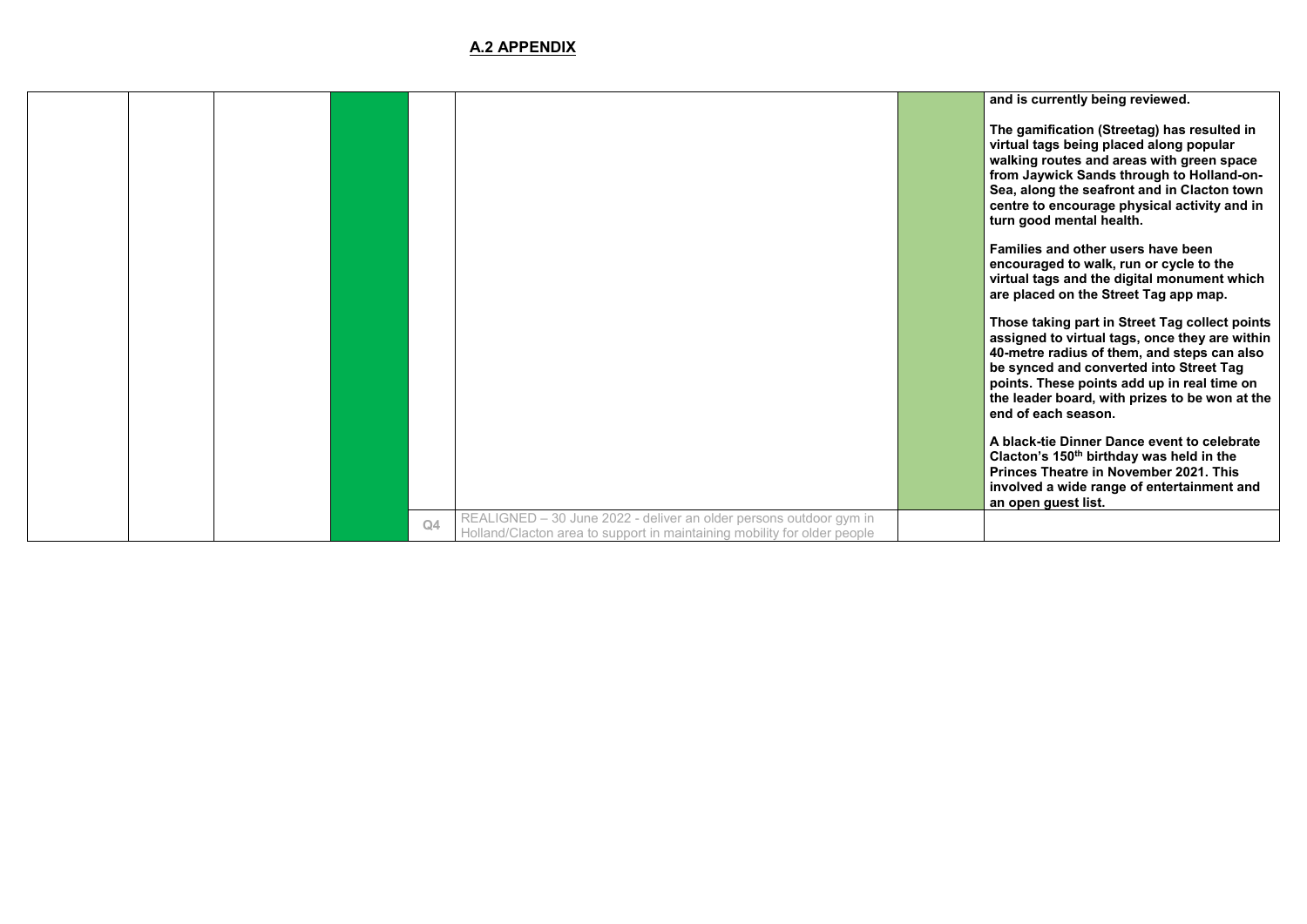## A.2 APPENDIX

| | | | | | | | |
|---|---|---|---|---|---|---|---|
| | | | | | | | **and is currently being reviewed.**<br><br>**The gamification (Streetag) has resulted in virtual tags being placed along popular walking routes and areas with green space from Jaywick Sands through to Holland-on-Sea, along the seafront and in Clacton town centre to encourage physical activity and in turn good mental health.**<br><br>**Families and other users have been encouraged to walk, run or cycle to the virtual tags and the digital monument which are placed on the Street Tag app map.**<br><br>**Those taking part in Street Tag collect points assigned to virtual tags, once they are within 40-metre radius of them, and steps can also be synced and converted into Street Tag points. These points add up in real time on the leader board, with prizes to be won at the end of each season.**<br><br>**A black-tie Dinner Dance event to celebrate Clacton's 150th birthday was held in the Princes Theatre in November 2021. This involved a wide range of entertainment and an open guest list.** |
| | | | | Q4 | REALIGNED – 30 June 2022 - deliver an older persons outdoor gym in Holland/Clacton area to support in maintaining mobility for older people | | |